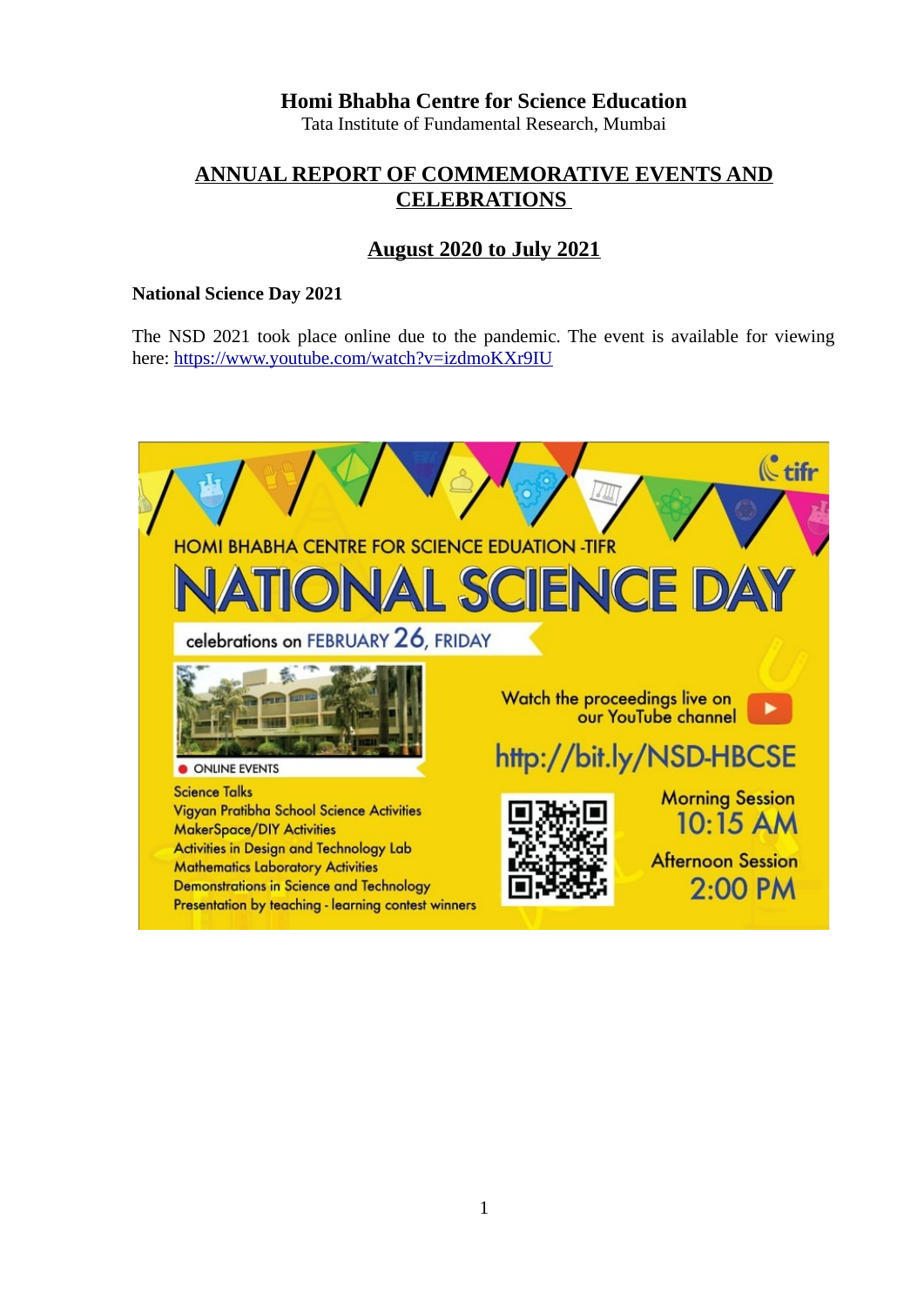**Homi Bhabha Centre for Science Education**
Tata Institute of Fundamental Research, Mumbai

# ANNUAL REPORT OF COMMEMORATIVE EVENTS AND CELEBRATIONS

## August 2020 to July 2021

### National Science Day 2021

The NSD 2021 took place online due to the pandemic. The event is available for viewing here: https://www.youtube.com/watch?v=izdmoKXr9IU

tifr

HOMI BHABHA CENTRE FOR SCIENCE EDUATION -TIFR

**NATIONAL SCIENCE DAY**

celebrations on FEBRUARY 26, FRIDAY

ONLINE EVENTS

- Science Talks
- Vigyan Pratibha School Science Activities
- MakerSpace/DIY Activities
- Activities in Design and Technology Lab
- Mathematics Laboratory Activities
- Demonstrations in Science and Technology
- Presentation by teaching - learning contest winners

Watch the proceedings live on our YouTube channel

http://bit.ly/NSD-HBCSE

Morning Session 10:15 AM

Afternoon Session 2:00 PM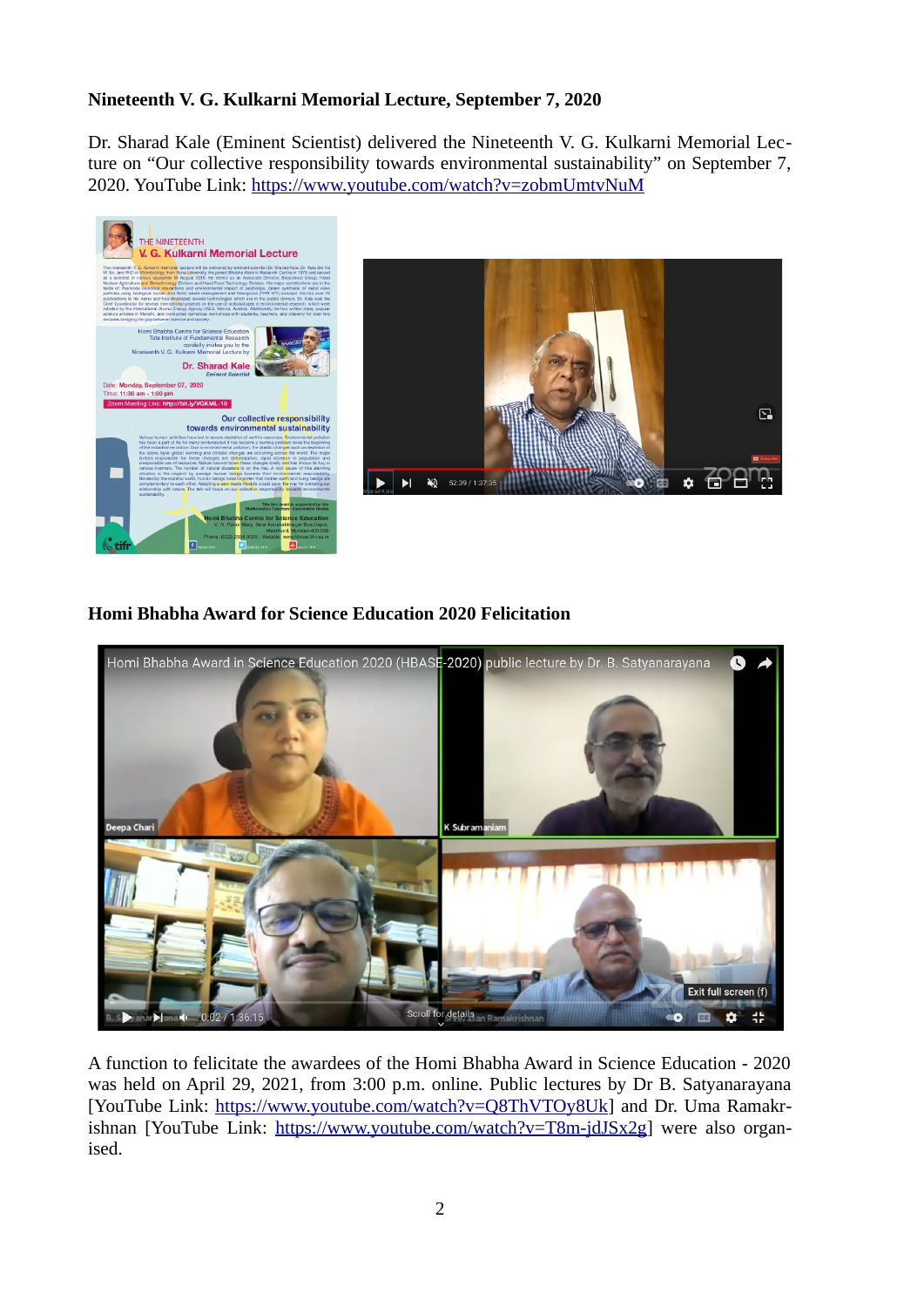**Nineteenth V. G. Kulkarni Memorial Lecture, September 7, 2020**

Dr. Sharad Kale (Eminent Scientist) delivered the Nineteenth V. G. Kulkarni Memorial Lecture on "Our collective responsibility towards environmental sustainability" on September 7, 2020. YouTube Link: https://www.youtube.com/watch?v=zobmUmtvNuM

**Homi Bhabha Award for Science Education 2020 Felicitation**

A function to felicitate the awardees of the Homi Bhabha Award in Science Education - 2020 was held on April 29, 2021, from 3:00 p.m. online. Public lectures by Dr B. Satyanarayana [YouTube Link: https://www.youtube.com/watch?v=Q8ThVTOy8Uk] and Dr. Uma Ramakrishnan [YouTube Link: https://www.youtube.com/watch?v=T8m-jdJSx2g] were also organised.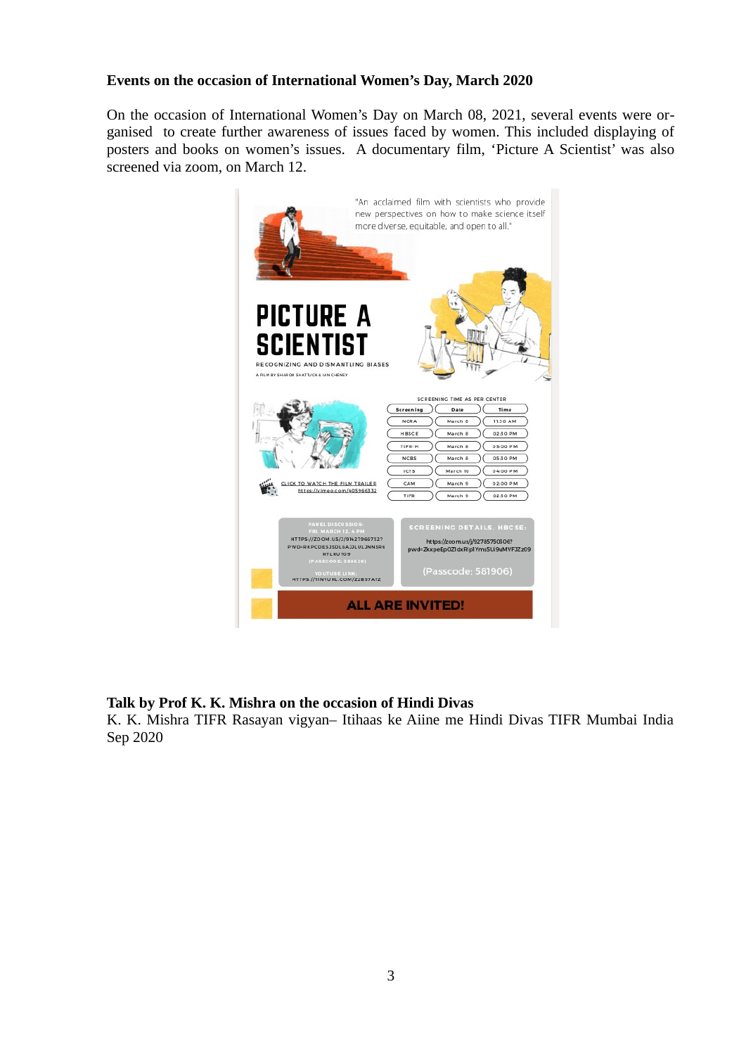**Events on the occasion of International Women's Day, March 2020**

On the occasion of International Women's Day on March 08, 2021, several events were organised to create further awareness of issues faced by women. This included displaying of posters and books on women's issues. A documentary film, 'Picture A Scientist' was also screened via zoom, on March 12.

"An acclaimed film with scientists who provide new perspectives on how to make science itself more diverse, equitable, and open to all."

PICTURE A SCIENTIST

RECOGNIZING AND DISMANTLING BIASES

A FILM BY SHARON SHATTUCK & IAN CHENEY

SCREENING TIME AS PER CENTER

| Screening | Date | Time |
|---|---|---|
| NCRA | March 6 | 11:30 AM |
| HBSCE | March 8 | 02:30 PM |
| TIFR-H | March 8 | 03:00 PM |
| NCBS | March 8 | 05:30 PM |
| ICTS | March 10 | 04:00 PM |
| CAM | March 9 | 02:00 PM |
| TIFR | March 9 | 02:30 PM |

CLICK TO WATCH THE FILM TRAILER https://vimeo.com/405966332

PANEL DISCUSSION: FRI, MARCH 12, 4 PM HTTPS://ZOOM.US/J/91427966752?PWD=RKPCDE5JSDL6AJLULJNN3R6RTL9UT09 (PASSCODE: 386630) YOUTUBE LINK: HTTPS://TINYURL.COM/Z2B57ATZ

SCREENING DETAILS, HBCSE: https://zoom.us/j/92785750306?pwd=ZkxpeEpOZ1dxRlplYms5Ui9uMVFJZz09 (Passcode: 581906)

ALL ARE INVITED!

**Talk by Prof K. K. Mishra on the occasion of Hindi Divas**

K. K. Mishra TIFR Rasayan vigyan– Itihaas ke Aiine me Hindi Divas TIFR Mumbai India Sep 2020